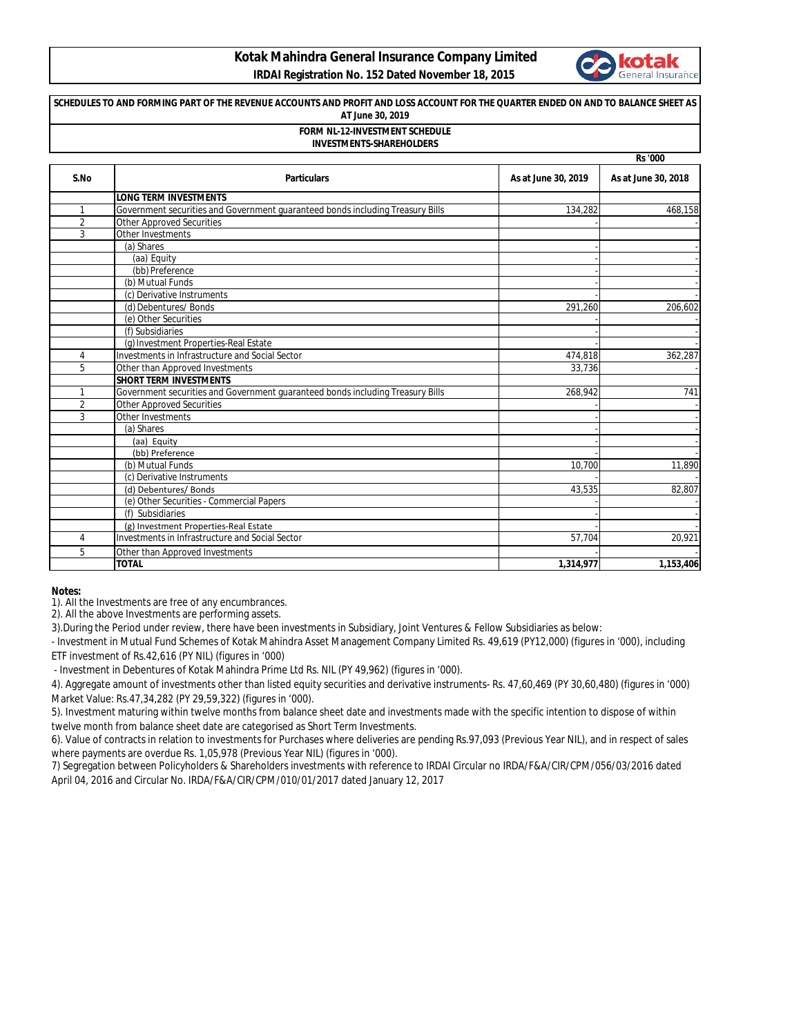# Kotak Mahindra General Insurance Company Limited

**IRDAI Registration No. 152 Dated November 18, 2015**

**SCHEDULES TO AND FORMING PART OF THE REVENUE ACCOUNTS AND PROFIT AND LOSS ACCOUNT FOR THE QUARTER ENDED ON AND TO BALANCE SHEET AS AT June 30, 2019**

**FORM NL-12-INVESTMENT SCHEDULE**

**INVESTMENTS-SHAREHOLDERS**

Rs '000

| S.No | Particulars | As at June 30, 2019 | As at June 30, 2018 |
|---|---|---|---|
| | **LONG TERM INVESTMENTS** | | |
| 1 | Government securities and Government guaranteed bonds including Treasury Bills | 134,282 | 468,158 |
| 2 | Other Approved Securities | - | - |
| 3 | Other Investments | | |
| | (a) Shares | - | - |
| | (aa) Equity | - | - |
| | (bb) Preference | - | - |
| | (b) Mutual Funds | - | - |
| | (c) Derivative Instruments | - | - |
| | (d) Debentures/ Bonds | 291,260 | 206,602 |
| | (e) Other Securities | - | - |
| | (f) Subsidiaries | - | - |
| | (g) Investment Properties-Real Estate | - | - |
| 4 | Investments in Infrastructure and Social Sector | 474,818 | 362,287 |
| 5 | Other than Approved Investments | 33,736 | - |
| | **SHORT TERM INVESTMENTS** | | |
| 1 | Government securities and Government guaranteed bonds including Treasury Bills | 268,942 | 741 |
| 2 | Other Approved Securities | - | - |
| 3 | Other Investments | - | - |
| | (a) Shares | - | - |
| | (aa) Equity | - | - |
| | (bb) Preference | - | - |
| | (b) Mutual Funds | 10,700 | 11,890 |
| | (c) Derivative Instruments | - | - |
| | (d) Debentures/ Bonds | 43,535 | 82,807 |
| | (e) Other Securities - Commercial Papers | - | - |
| | (f) Subsidiaries | - | - |
| | (g) Investment Properties-Real Estate | - | - |
| 4 | Investments in Infrastructure and Social Sector | 57,704 | 20,921 |
| 5 | Other than Approved Investments | - | - |
| | **TOTAL** | **1,314,977** | **1,153,406** |

**Notes:**

1). All the Investments are free of any encumbrances.

2). All the above Investments are performing assets.

3).During the Period under review, there have been investments in Subsidiary, Joint Ventures & Fellow Subsidiaries as below:

- Investment in Mutual Fund Schemes of Kotak Mahindra Asset Management Company Limited Rs. 49,619 (PY12,000) (figures in '000), including ETF investment of Rs.42,616 (PY NIL) (figures in '000)
- Investment in Debentures of Kotak Mahindra Prime Ltd Rs. NIL (PY 49,962) (figures in '000).

4). Aggregate amount of investments other than listed equity securities and derivative instruments- Rs. 47,60,469 (PY 30,60,480) (figures in '000) Market Value: Rs.47,34,282 (PY 29,59,322) (figures in '000).

5). Investment maturing within twelve months from balance sheet date and investments made with the specific intention to dispose of within twelve month from balance sheet date are categorised as Short Term Investments.

6). Value of contracts in relation to investments for Purchases where deliveries are pending Rs.97,093 (Previous Year NIL), and in respect of sales where payments are overdue Rs. 1,05,978 (Previous Year NIL) (figures in '000).

7) Segregation between Policyholders & Shareholders investments with reference to IRDAI Circular no IRDA/F&A/CIR/CPM/056/03/2016 dated April 04, 2016 and Circular No. IRDA/F&A/CIR/CPM/010/01/2017 dated January 12, 2017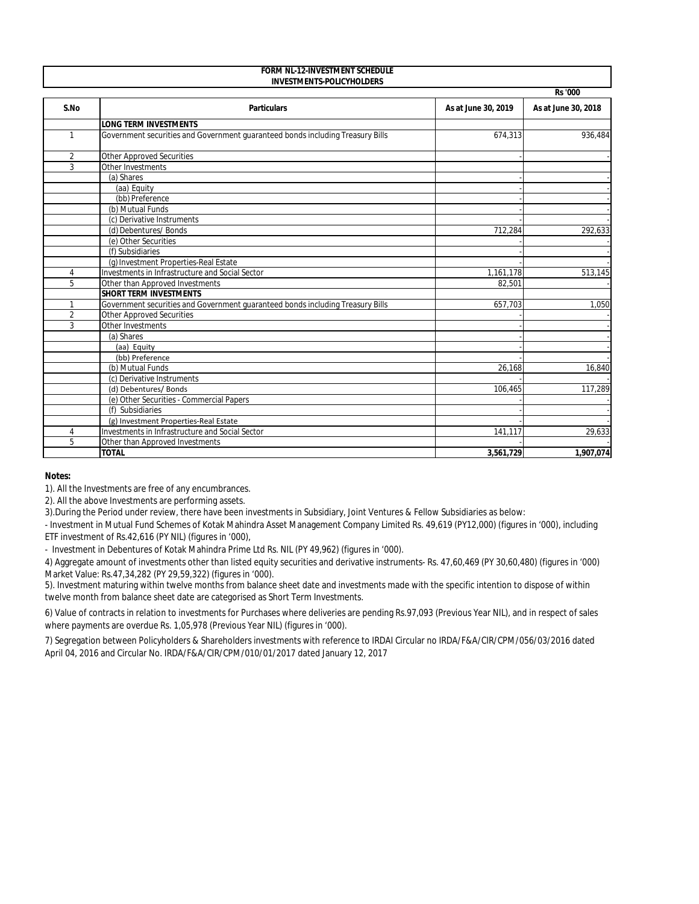**FORM NL-12-INVESTMENT SCHEDULE**
**INVESTMENTS-POLICYHOLDERS**

Rs '000

| S.No | Particulars | As at June 30, 2019 | As at June 30, 2018 |
|---|---|---|---|
| | **LONG TERM INVESTMENTS** | | |
| 1 | Government securities and Government guaranteed bonds including Treasury Bills | 674,313 | 936,484 |
| 2 | Other Approved Securities | - | - |
| 3 | Other Investments | | |
| | (a) Shares | - | - |
| | (aa) Equity | - | - |
| | (bb) Preference | - | - |
| | (b) Mutual Funds | - | - |
| | (c) Derivative Instruments | - | - |
| | (d) Debentures/ Bonds | 712,284 | 292,633 |
| | (e) Other Securities | - | - |
| | (f) Subsidiaries | - | - |
| | (g) Investment Properties-Real Estate | - | - |
| 4 | Investments in Infrastructure and Social Sector | 1,161,178 | 513,145 |
| 5 | Other than Approved Investments | 82,501 | - |
| | **SHORT TERM INVESTMENTS** | | |
| 1 | Government securities and Government guaranteed bonds including Treasury Bills | 657,703 | 1,050 |
| 2 | Other Approved Securities | - | - |
| 3 | Other Investments | - | - |
| | (a) Shares | - | - |
| | (aa) Equity | - | - |
| | (bb) Preference | - | - |
| | (b) Mutual Funds | 26,168 | 16,840 |
| | (c) Derivative Instruments | - | - |
| | (d) Debentures/ Bonds | 106,465 | 117,289 |
| | (e) Other Securities - Commercial Papers | - | - |
| | (f) Subsidiaries | - | - |
| | (g) Investment Properties-Real Estate | - | - |
| 4 | Investments in Infrastructure and Social Sector | 141,117 | 29,633 |
| 5 | Other than Approved Investments | - | - |
| | **TOTAL** | **3,561,729** | **1,907,074** |

**Notes:**

1). All the Investments are free of any encumbrances.

2). All the above Investments are performing assets.

3).During the Period under review, there have been investments in Subsidiary, Joint Ventures & Fellow Subsidiaries as below:

- Investment in Mutual Fund Schemes of Kotak Mahindra Asset Management Company Limited Rs. 49,619 (PY12,000) (figures in '000), including ETF investment of Rs.42,616 (PY NIL) (figures in '000),
- Investment in Debentures of Kotak Mahindra Prime Ltd Rs. NIL (PY 49,962) (figures in '000).

4) Aggregate amount of investments other than listed equity securities and derivative instruments- Rs. 47,60,469 (PY 30,60,480) (figures in '000) Market Value: Rs.47,34,282 (PY 29,59,322) (figures in '000).

5). Investment maturing within twelve months from balance sheet date and investments made with the specific intention to dispose of within twelve month from balance sheet date are categorised as Short Term Investments.

6) Value of contracts in relation to investments for Purchases where deliveries are pending Rs.97,093 (Previous Year NIL), and in respect of sales where payments are overdue Rs. 1,05,978 (Previous Year NIL) (figures in '000).

7) Segregation between Policyholders & Shareholders investments with reference to IRDAI Circular no IRDA/F&A/CIR/CPM/056/03/2016 dated April 04, 2016 and Circular No. IRDA/F&A/CIR/CPM/010/01/2017 dated January 12, 2017